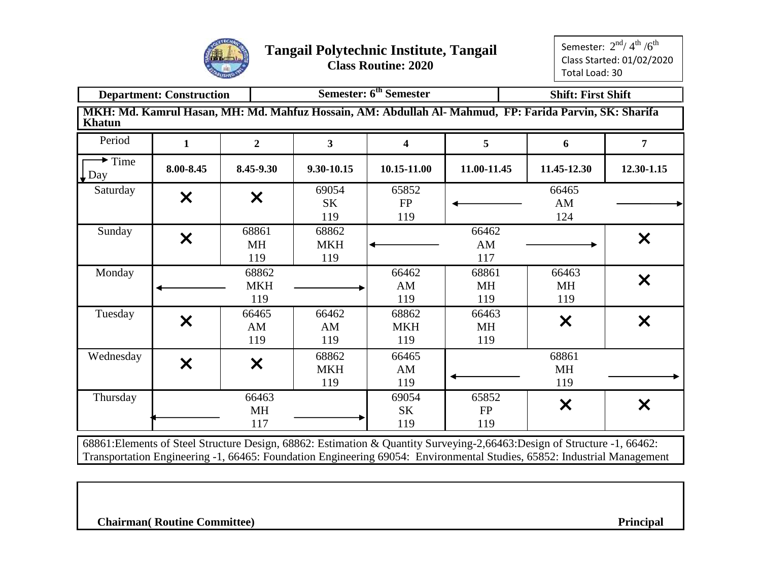# Tangail Polytechnic Institute, Tangail

**Class Routine: 2020**

Semester: $2^{nd}$/ $4^{th}$ /$6^{th}$
Class Started: 01/02/2020
Total Load: 30

| Department: Construction | Semester: 6th Semester | Shift: First Shift |
|---|---|---|

**MKH: Md. Kamrul Hasan, MH: Md. Mahfuz Hossain, AM: Abdullah Al- Mahmud, FP: Farida Parvin, SK: Sharifa Khatun**

| Period | 1 | 2 | 3 | 4 | 5 | 6 | 7 |
|---|---|---|---|---|---|---|---|
| Time / Day | 8.00-8.45 | 8.45-9.30 | 9.30-10.15 | 10.15-11.00 | 11.00-11.45 | 11.45-12.30 | 12.30-1.15 |
| Saturday | × | × | 69054 SK 119 | 65852 FP 119 | ← 66465 AM 124 (periods 5–7) → | | |
| Sunday | × | 68861 MH 119 | 68862 MKH 119 | ← 66462 AM 117 (periods 4–6) → | | | × |
| Monday | ← 68862 MKH 119 (periods 1–3) → | | | 66462 AM 119 | 68861 MH 119 | 66463 MH 119 | × |
| Tuesday | × | 66465 AM 119 | 66462 AM 119 | 68862 MKH 119 | 66463 MH 119 | × | × |
| Wednesday | × | × | 68862 MKH 119 | 66465 AM 119 | ← 68861 MH 119 (periods 5–7) → | | |
| Thursday | ← 66463 MH 117 (periods 1–3) → | | | 69054 SK 119 | 65852 FP 119 | × | × |

68861:Elements of Steel Structure Design, 68862: Estimation & Quantity Surveying-2,66463:Design of Structure -1, 66462: Transportation Engineering -1, 66465: Foundation Engineering 69054: Environmental Studies, 65852: Industrial Management

**Chairman( Routine Committee)** **Principal**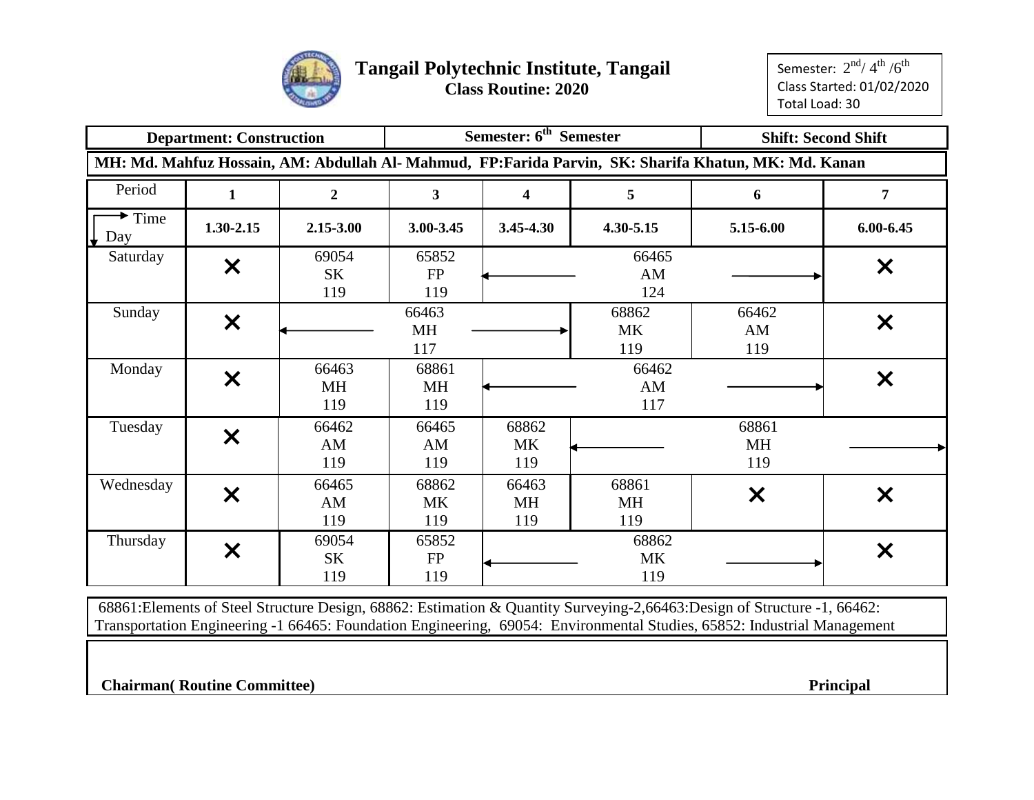# Tangail Polytechnic Institute, Tangail

**Class Routine: 2020**

Semester: $2^{nd}$/ $4^{th}$ /$6^{th}$
Class Started: 01/02/2020
Total Load: 30

| Department: Construction | Semester: $6^{th}$ Semester | Shift: Second Shift |
|---|---|---|

**MH: Md. Mahfuz Hossain, AM: Abdullah Al- Mahmud, FP:Farida Parvin, SK: Sharifa Khatun, MK: Md. Kanan**

| Period | 1 | 2 | 3 | 4 | 5 | 6 | 7 |
|---|---|---|---|---|---|---|---|
| Time / Day | 1.30-2.15 | 2.15-3.00 | 3.00-3.45 | 3.45-4.30 | 4.30-5.15 | 5.15-6.00 | 6.00-6.45 |
| Saturday | ✕ | 69054 SK 119 | 65852 FP 119 | ← 66465 AM 124 (periods 4–6) → | | | ✕ |
| Sunday | ✕ | ← 66463 MH 117 (periods 2–4) → | | | 68862 MK 119 | 66462 AM 119 | ✕ |
| Monday | ✕ | 66463 MH 119 | 68861 MH 119 | ← 66462 AM 117 (periods 4–6) → | | | ✕ |
| Tuesday | ✕ | 66462 AM 119 | 66465 AM 119 | 68862 MK 119 | ← 68861 MH 119 (periods 5–7) → | | |
| Wednesday | ✕ | 66465 AM 119 | 68862 MK 119 | 66463 MH 119 | 68861 MH 119 | ✕ | ✕ |
| Thursday | ✕ | 69054 SK 119 | 65852 FP 119 | ← 68862 MK 119 (periods 4–6) → | | | ✕ |

68861:Elements of Steel Structure Design, 68862: Estimation & Quantity Surveying-2,66463:Design of Structure -1, 66462: Transportation Engineering -1 66465: Foundation Engineering, 69054: Environmental Studies, 65852: Industrial Management

**Chairman( Routine Committee)** **Principal**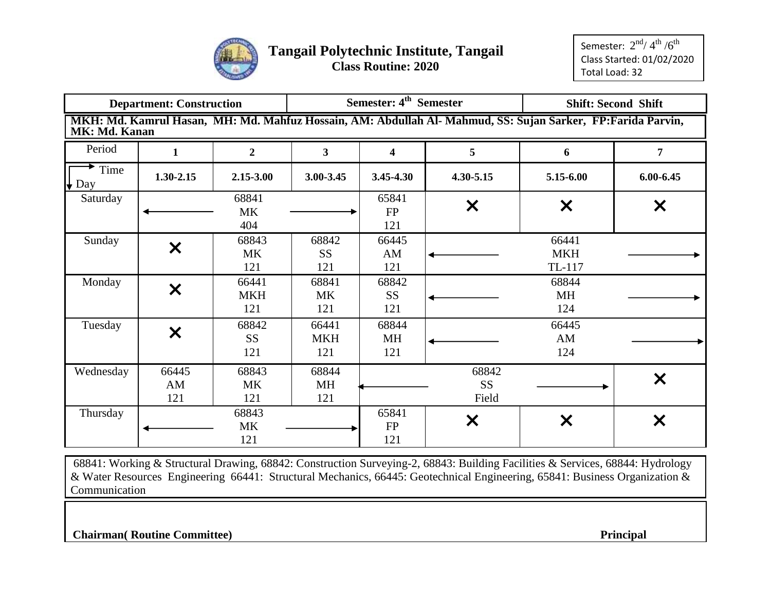# Tangail Polytechnic Institute, Tangail

**Class Routine: 2020**

Semester: $2^{nd}$/ $4^{th}$ /$6^{th}$
Class Started: 01/02/2020
Total Load: 32

| Department: Construction | Semester: $4^{th}$ Semester | Shift: Second Shift |
|---|---|---|

**MKH: Md. Kamrul Hasan, MH: Md. Mahfuz Hossain, AM: Abdullah Al- Mahmud, SS: Sujan Sarker, FP:Farida Parvin, MK: Md. Kanan**

| Period | 1 | 2 | 3 | 4 | 5 | 6 | 7 |
|---|---|---|---|---|---|---|---|
| Time / Day | 1.30-2.15 | 2.15-3.00 | 3.00-3.45 | 3.45-4.30 | 4.30-5.15 | 5.15-6.00 | 6.00-6.45 |
| Saturday | ← 68841 MK 404 → | | | 65841 FP 121 | × | × | × |
| Sunday | × | 68843 MK 121 | 68842 SS 121 | 66445 AM 121 | ← 66441 MKH TL-117 → | | |
| Monday | × | 66441 MKH 121 | 68841 MK 121 | 68842 SS 121 | ← 68844 MH 124 → | | |
| Tuesday | × | 68842 SS 121 | 66441 MKH 121 | 68844 MH 121 | ← 66445 AM 124 → | | |
| Wednesday | 66445 AM 121 | 68843 MK 121 | 68844 MH 121 | ← 68842 SS Field → | | | × |
| Thursday | ← 68843 MK 121 → | | | 65841 FP 121 | × | × | × |

68841: Working & Structural Drawing, 68842: Construction Surveying-2, 68843: Building Facilities & Services, 68844: Hydrology & Water Resources Engineering 66441: Structural Mechanics, 66445: Geotechnical Engineering, 65841: Business Organization & Communication

**Chairman( Routine Committee)** **Principal**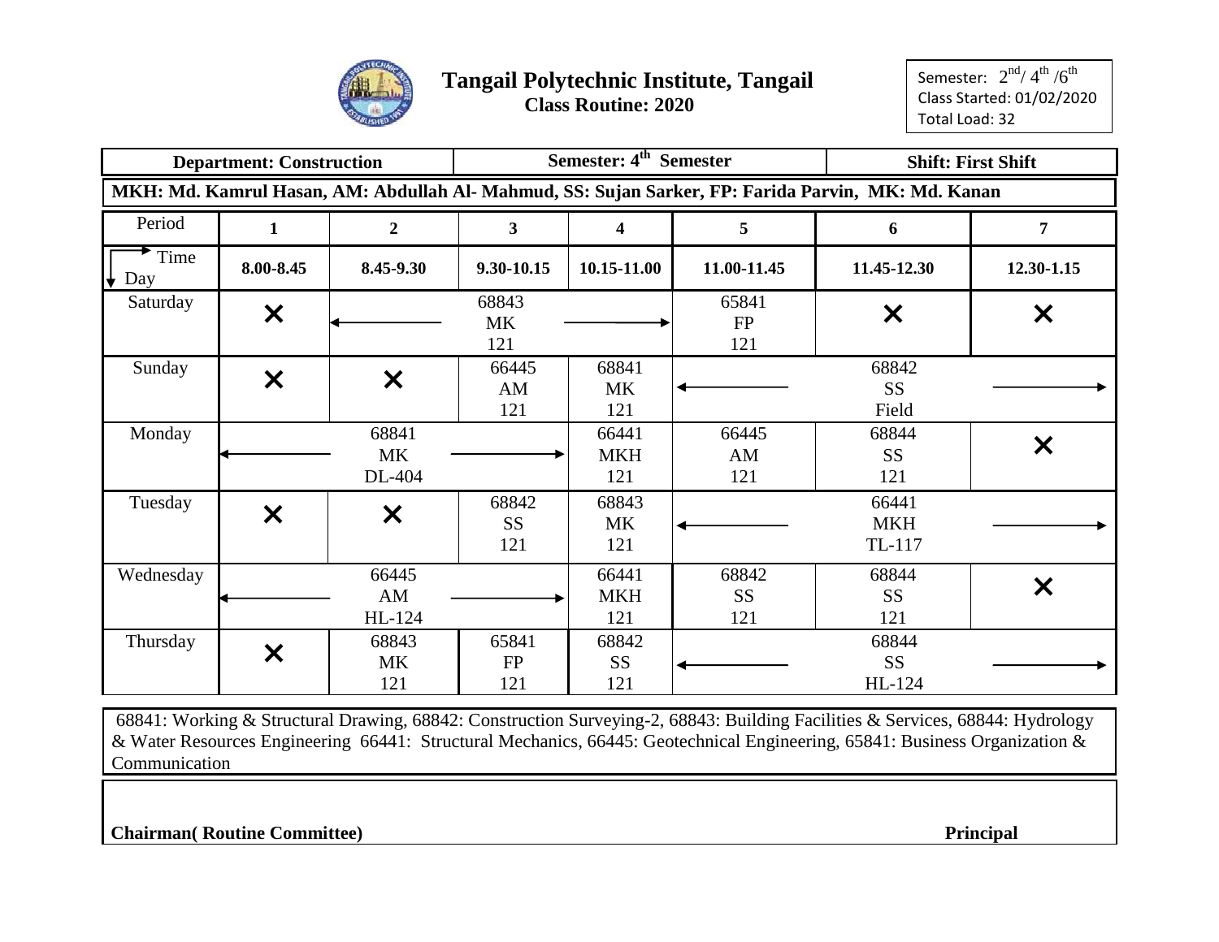# Tangail Polytechnic Institute, Tangail

**Class Routine: 2020**

Semester: $2^{nd}$/ $4^{th}$ /$6^{th}$
Class Started: 01/02/2020
Total Load: 32

| **Department: Construction** | **Semester: 4th Semester** | **Shift: First Shift** |
|---|---|---|

**MKH: Md. Kamrul Hasan, AM: Abdullah Al- Mahmud, SS: Sujan Sarker, FP: Farida Parvin, MK: Md. Kanan**

| Period | 1 | 2 | 3 | 4 | 5 | 6 | 7 |
|---|---|---|---|---|---|---|---|
| Time / Day | 8.00-8.45 | 8.45-9.30 | 9.30-10.15 | 10.15-11.00 | 11.00-11.45 | 11.45-12.30 | 12.30-1.15 |
| Saturday | ✕ | ← 68843 MK 121 → | | | 65841 FP 121 | ✕ | ✕ |
| Sunday | ✕ | ✕ | 66445 AM 121 | 68841 MK 121 | ← 68842 SS Field → | | |
| Monday | ← 68841 MK DL-404 → | | | 66441 MKH 121 | 66445 AM 121 | 68844 SS 121 | ✕ |
| Tuesday | ✕ | ✕ | 68842 SS 121 | 68843 MK 121 | ← 66441 MKH TL-117 → | | |
| Wednesday | ← 66445 AM HL-124 → | | | 66441 MKH 121 | 68842 SS 121 | 68844 SS 121 | ✕ |
| Thursday | ✕ | 68843 MK 121 | 65841 FP 121 | 68842 SS 121 | ← 68844 SS HL-124 → | | |

68841: Working & Structural Drawing, 68842: Construction Surveying-2, 68843: Building Facilities & Services, 68844: Hydrology & Water Resources Engineering 66441: Structural Mechanics, 66445: Geotechnical Engineering, 65841: Business Organization & Communication

**Chairman( Routine Committee)** **Principal**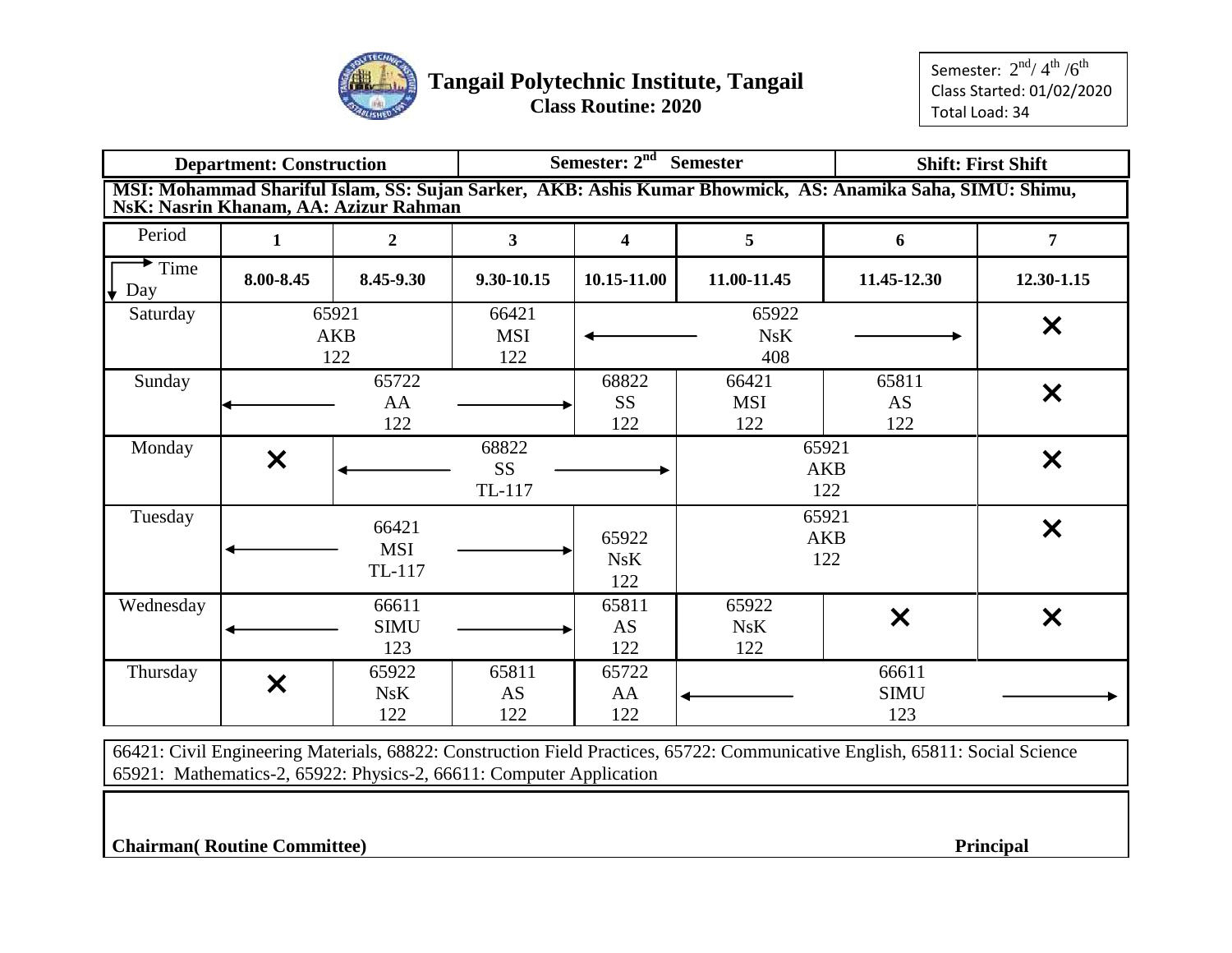# Tangail Polytechnic Institute, Tangail

**Class Routine: 2020**

Semester: $2^{nd}$/ $4^{th}$ /$6^{th}$
Class Started: 01/02/2020
Total Load: 34

| Department: Construction | Semester: $2^{nd}$ Semester | Shift: First Shift |
|---|---|---|

**MSI: Mohammad Shariful Islam, SS: Sujan Sarker, AKB: Ashis Kumar Bhowmick, AS: Anamika Saha, SIMU: Shimu, NsK: Nasrin Khanam, AA: Azizur Rahman**

| Period | 1 | 2 | 3 | 4 | 5 | 6 | 7 |
|---|---|---|---|---|---|---|---|
| Time / Day | 8.00-8.45 | 8.45-9.30 | 9.30-10.15 | 10.15-11.00 | 11.00-11.45 | 11.45-12.30 | 12.30-1.15 |
| Saturday | 65921 AKB 122 (Periods 1–2) | | 66421 MSI 122 | ← 65922 NsK 408 → (Periods 4–6) | | | ✕ |
| Sunday | ← 65722 AA 122 → (Periods 1–3) | | | 68822 SS 122 | 66421 MSI 122 | 65811 AS 122 | ✕ |
| Monday | ✕ | ← 68822 SS TL-117 → (Periods 2–4) | | | 65921 AKB 122 (Periods 5–6) | | ✕ |
| Tuesday | ← 66421 MSI TL-117 → (Periods 1–3) | | | 65922 NsK 122 | 65921 AKB 122 (Periods 5–6) | | ✕ |
| Wednesday | ← 66611 SIMU 123 → (Periods 1–3) | | | 65811 AS 122 | 65922 NsK 122 | ✕ | ✕ |
| Thursday | ✕ | 65922 NsK 122 | 65811 AS 122 | 65722 AA 122 | ← 66611 SIMU 123 → (Periods 5–7) | | |

66421: Civil Engineering Materials, 68822: Construction Field Practices, 65722: Communicative English, 65811: Social Science
65921: Mathematics-2, 65922: Physics-2, 66611: Computer Application

**Chairman( Routine Committee)** **Principal**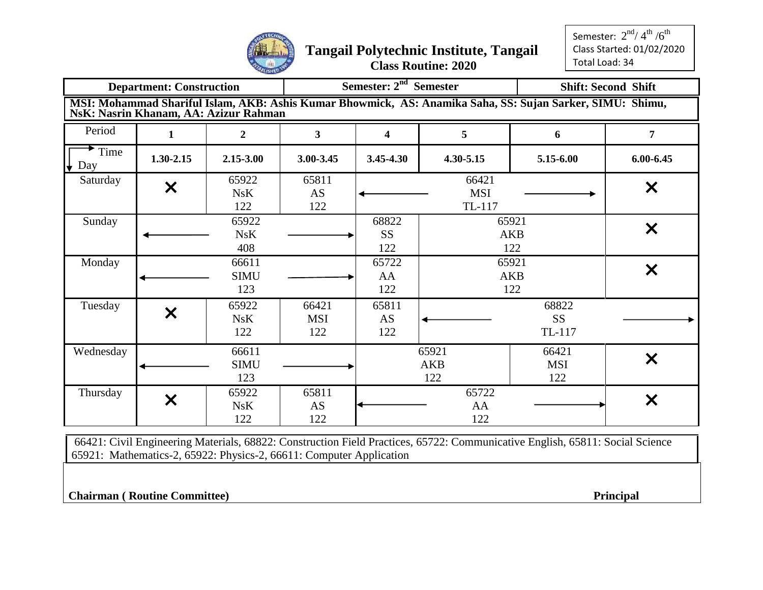# Tangail Polytechnic Institute, Tangail

**Class Routine: 2020**

Semester: $2^{nd}$/ $4^{th}$ /$6^{th}$
Class Started: 01/02/2020
Total Load: 34

| Department: Construction | Semester: $2^{nd}$ Semester | Shift: Second Shift |
|---|---|---|

**MSI: Mohammad Shariful Islam, AKB: Ashis Kumar Bhowmick, AS: Anamika Saha, SS: Sujan Sarker, SIMU: Shimu, NsK: Nasrin Khanam, AA: Azizur Rahman**

| Period | 1 | 2 | 3 | 4 | 5 | 6 | 7 |
|---|---|---|---|---|---|---|---|
| Time / Day | 1.30-2.15 | 2.15-3.00 | 3.00-3.45 | 3.45-4.30 | 4.30-5.15 | 5.15-6.00 | 6.00-6.45 |
| Saturday | × | 65922 NsK 122 | 65811 AS 122 | ← 66421 MSI TL-117 → | | | × |
| Sunday | ← 65922 NsK 408 → | | | 68822 SS 122 | 65921 AKB 122 | | × |
| Monday | ← 66611 SIMU 123 → | | | 65722 AA 122 | 65921 AKB 122 | | × |
| Tuesday | × | 65922 NsK 122 | 66421 MSI 122 | 65811 AS 122 | ← 68822 SS TL-117 → | | |
| Wednesday | ← 66611 SIMU 123 → | | | 65921 AKB 122 | | 66421 MSI 122 | × |
| Thursday | × | 65922 NsK 122 | 65811 AS 122 | ← 65722 AA 122 → | | | × |

66421: Civil Engineering Materials, 68822: Construction Field Practices, 65722: Communicative English, 65811: Social Science
65921: Mathematics-2, 65922: Physics-2, 66611: Computer Application

**Chairman ( Routine Committee)** **Principal**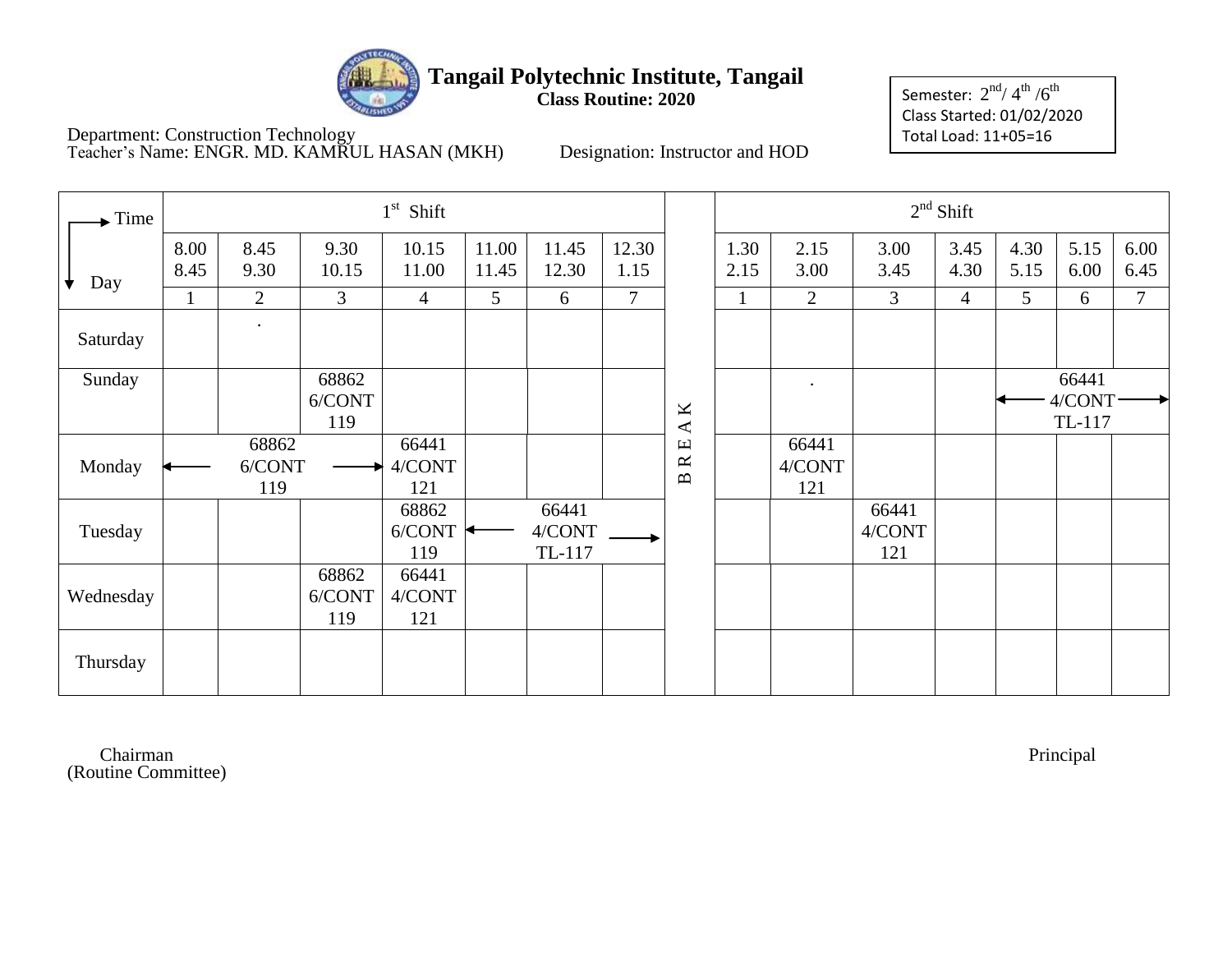# Tangail Polytechnic Institute, Tangail

**Class Routine: 2020**

Semester: 2nd/ 4th /6th
Class Started: 01/02/2020
Total Load: 11+05=16

Department: Construction Technology
Teacher's Name: ENGR. MD. KAMRUL HASAN (MKH) Designation: Instructor and HOD

| Time / Day | 1st Shift | | | | | | | | 2nd Shift | | | | | | |
|---|---|---|---|---|---|---|---|---|---|---|---|---|---|---|---|
| | 8.00 8.45 | 8.45 9.30 | 9.30 10.15 | 10.15 11.00 | 11.00 11.45 | 11.45 12.30 | 12.30 1.15 | | 1.30 2.15 | 2.15 3.00 | 3.00 3.45 | 3.45 4.30 | 4.30 5.15 | 5.15 6.00 | 6.00 6.45 |
| | 1 | 2 | 3 | 4 | 5 | 6 | 7 | | 1 | 2 | 3 | 4 | 5 | 6 | 7 |
| Saturday | | . | | | | | | B R E A K | | | | | | | |
| Sunday | | | 68862 6/CONT 119 | | | | | | | . | | | ← 66441 4/CONT TL-117 → | | |
| Monday | ← 68862 6/CONT 119 → | | | 66441 4/CONT 121 | | | | | | 66441 4/CONT 121 | | | | | |
| Tuesday | | | | 68862 6/CONT 119 | ← 66441 4/CONT TL-117 → | | | | | | 66441 4/CONT 121 | | | | |
| Wednesday | | | 68862 6/CONT 119 | 66441 4/CONT 121 | | | | | | | | | | | |
| Thursday | | | | | | | | | | | | | | | |

Chairman
(Routine Committee)

Principal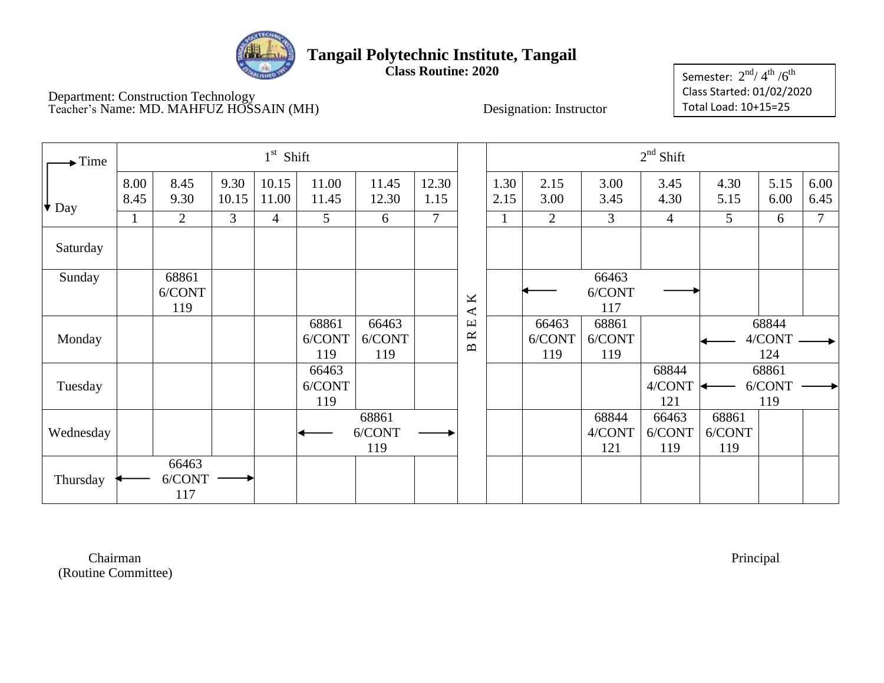# Tangail Polytechnic Institute, Tangail

**Class Routine: 2020**

Semester: 2nd/ 4th /6th
Class Started: 01/02/2020
Total Load: 10+15=25

Department: Construction Technology
Teacher's Name: MD. MAHFUZ HOSSAIN (MH)

Designation: Instructor

| Time → / Day ↓ | 1st Shift | | | | | | | | 2nd Shift | | | | | | |
|---|---|---|---|---|---|---|---|---|---|---|---|---|---|---|---|
| | 8.00 8.45 | 8.45 9.30 | 9.30 10.15 | 10.15 11.00 | 11.00 11.45 | 11.45 12.30 | 12.30 1.15 | | 1.30 2.15 | 2.15 3.00 | 3.00 3.45 | 3.45 4.30 | 4.30 5.15 | 5.15 6.00 | 6.00 6.45 |
| | 1 | 2 | 3 | 4 | 5 | 6 | 7 | | 1 | 2 | 3 | 4 | 5 | 6 | 7 |
| Saturday | | | | | | | | BREAK | | | | | | | |
| Sunday | | 68861 6/CONT 119 | | | | | | | | ← 66463 6/CONT 117 → | | | | | |
| Monday | | | | | 68861 6/CONT 119 | 66463 6/CONT 119 | | | | 66463 6/CONT 119 | 68861 6/CONT 119 | | ← 68844 4/CONT 124 → | | |
| Tuesday | | | | | 66463 6/CONT 119 | | | | | | | 68844 4/CONT 121 | ← 68861 6/CONT 119 → | | |
| Wednesday | | | | | ← 68861 6/CONT 119 → | | | | | | 68844 4/CONT 121 | 66463 6/CONT 119 | 68861 6/CONT 119 | | |
| Thursday | ← 66463 6/CONT 117 → | | | | | | | | | | | | | | |

Chairman
(Routine Committee)

Principal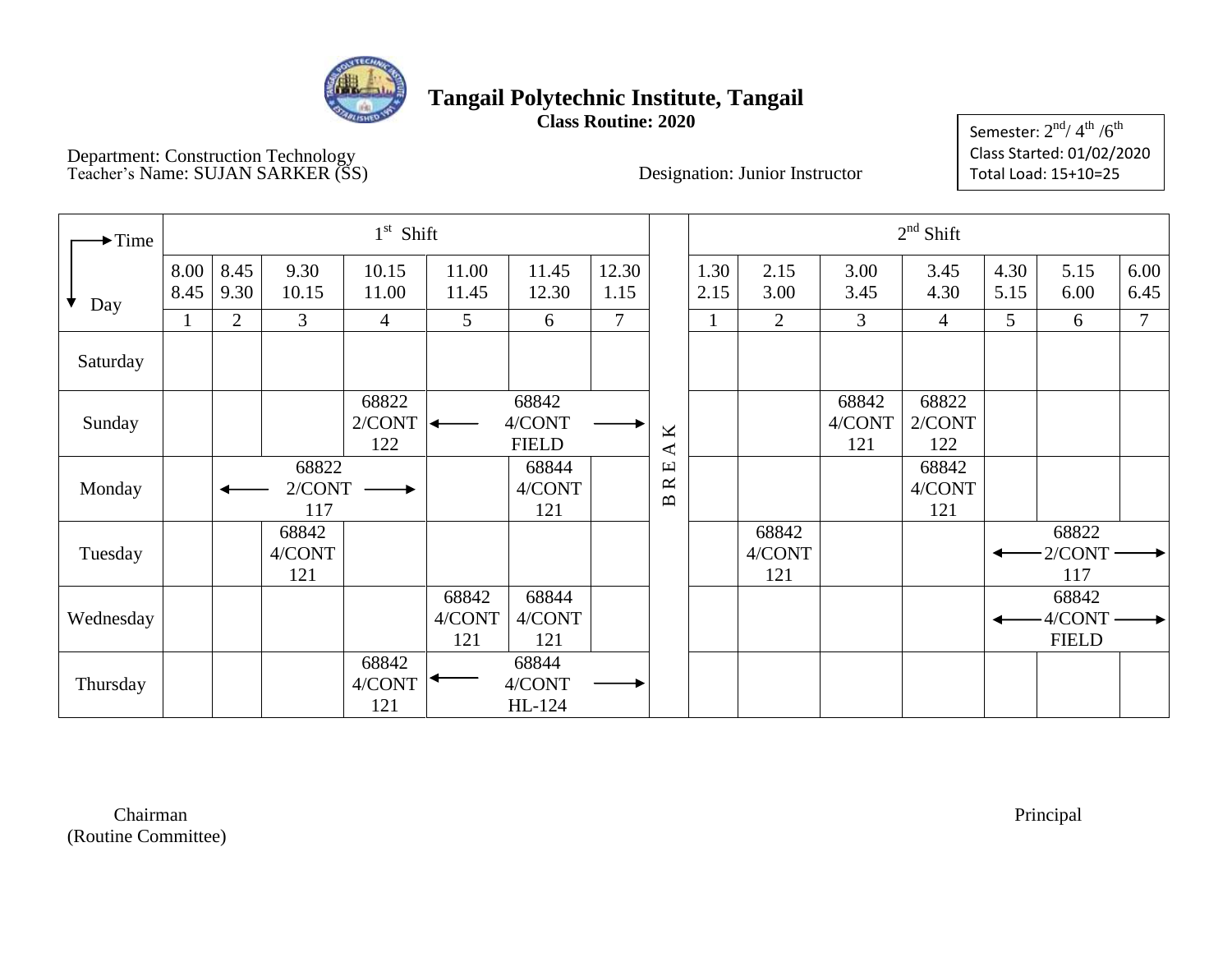# Tangail Polytechnic Institute, Tangail

**Class Routine: 2020**

Semester: $2^{nd}$/ $4^{th}$ /$6^{th}$
Class Started: 01/02/2020
Total Load: 15+10=25

Department: Construction Technology
Teacher's Name: SUJAN SARKER (SS)

Designation: Junior Instructor

| Time / Day | 1st Shift | | | | | | | | 2nd Shift | | | | | | |
|---|---|---|---|---|---|---|---|---|---|---|---|---|---|---|---|
| | 8.00 8.45 | 8.45 9.30 | 9.30 10.15 | 10.15 11.00 | 11.00 11.45 | 11.45 12.30 | 12.30 1.15 | | 1.30 2.15 | 2.15 3.00 | 3.00 3.45 | 3.45 4.30 | 4.30 5.15 | 5.15 6.00 | 6.00 6.45 |
| | 1 | 2 | 3 | 4 | 5 | 6 | 7 | | 1 | 2 | 3 | 4 | 5 | 6 | 7 |
| Saturday | | | | | | | | B R E A K | | | | | | | |
| Sunday | | | | 68822 2/CONT 122 | ← | 68842 4/CONT FIELD | → | | | | 68842 4/CONT 121 | 68822 2/CONT 122 | | | |
| Monday | | ← | 68822 2/CONT 117 | → | | 68844 4/CONT 121 | | | | | | 68842 4/CONT 121 | | | |
| Tuesday | | | 68842 4/CONT 121 | | | | | | | 68842 4/CONT 121 | | | ← | 68822 2/CONT 117 | → |
| Wednesday | | | | | 68842 4/CONT 121 | 68844 4/CONT 121 | | | | | | | ← | 68842 4/CONT FIELD | → |
| Thursday | | | | 68842 4/CONT 121 | ← | 68844 4/CONT HL-124 | → | | | | | | | | |

Chairman
(Routine Committee)

Principal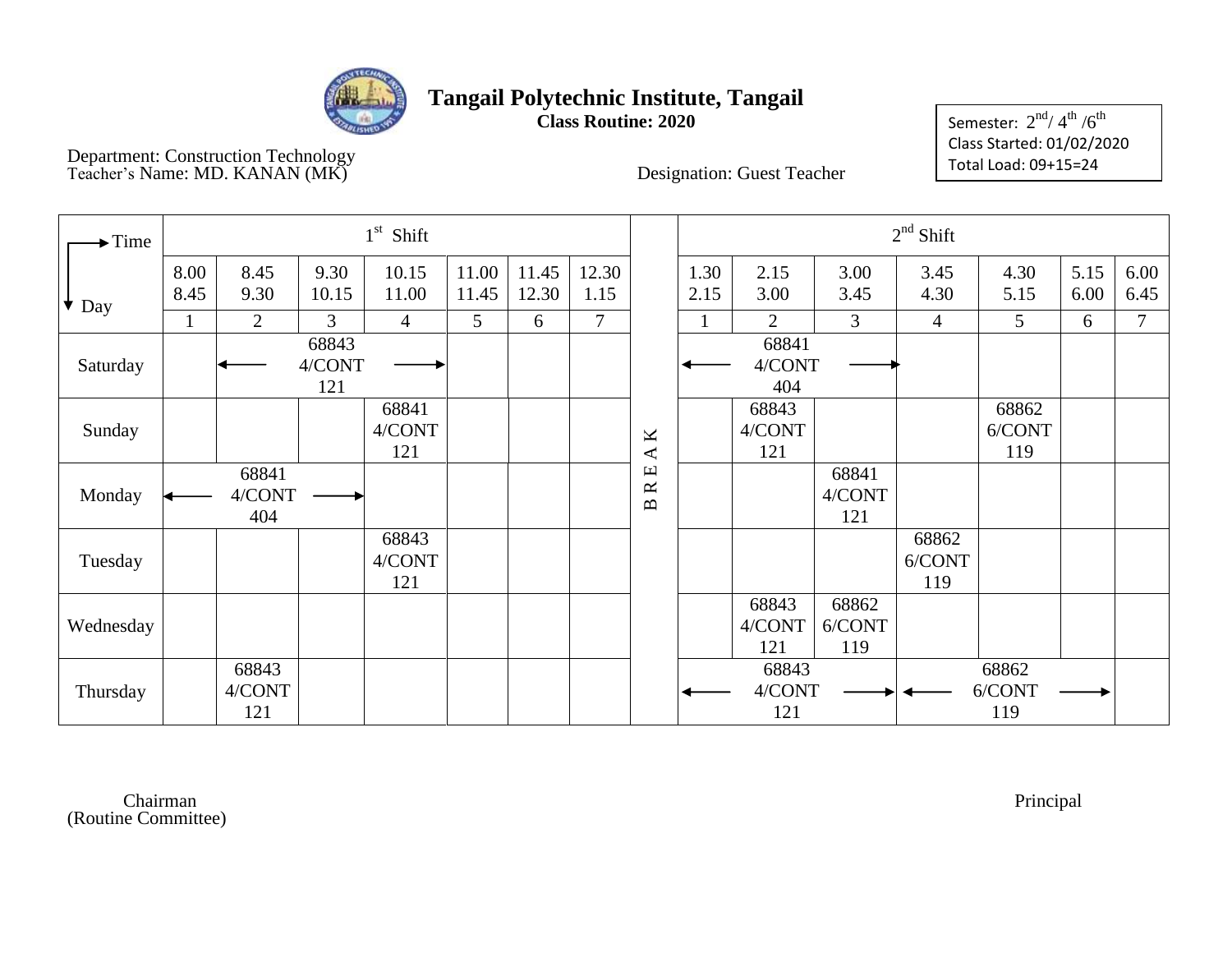# Tangail Polytechnic Institute, Tangail

**Class Routine: 2020**

Semester: 2nd/ 4th /6th
Class Started: 01/02/2020
Total Load: 09+15=24

Department: Construction Technology
Teacher's Name: MD. KANAN (MK)

Designation: Guest Teacher

| Time → / Day ↓ | 1st Shift | | | | | | | | 2nd Shift | | | | | | |
|---|---|---|---|---|---|---|---|---|---|---|---|---|---|---|---|
| | 8.00 8.45 | 8.45 9.30 | 9.30 10.15 | 10.15 11.00 | 11.00 11.45 | 11.45 12.30 | 12.30 1.15 | | 1.30 2.15 | 2.15 3.00 | 3.00 3.45 | 3.45 4.30 | 4.30 5.15 | 5.15 6.00 | 6.00 6.45 |
| | 1 | 2 | 3 | 4 | 5 | 6 | 7 | | 1 | 2 | 3 | 4 | 5 | 6 | 7 |
| Saturday | | ← 68843 4/CONT 121 → | ← 68843 4/CONT 121 → | ← 68843 4/CONT 121 → | | | | B R E A K | ← 68841 4/CONT 404 → | ← 68841 4/CONT 404 → | ← 68841 4/CONT 404 → | | | | |
| Sunday | | | | 68841 4/CONT 121 | | | | | | 68843 4/CONT 121 | | | 68862 6/CONT 119 | | |
| Monday | ← 68841 4/CONT 404 → | ← 68841 4/CONT 404 → | ← 68841 4/CONT 404 → | | | | | | | | 68841 4/CONT 121 | | | | |
| Tuesday | | | | 68843 4/CONT 121 | | | | | | | | 68862 6/CONT 119 | | | |
| Wednesday | | | | | | | | | | 68843 4/CONT 121 | 68862 6/CONT 119 | | | | |
| Thursday | | 68843 4/CONT 121 | | | | | | | ← 68843 4/CONT 121 → | ← 68843 4/CONT 121 → | ← 68843 4/CONT 121 → | ← 68862 6/CONT 119 → | ← 68862 6/CONT 119 → | ← 68862 6/CONT 119 → | |

Chairman
(Routine Committee)

Principal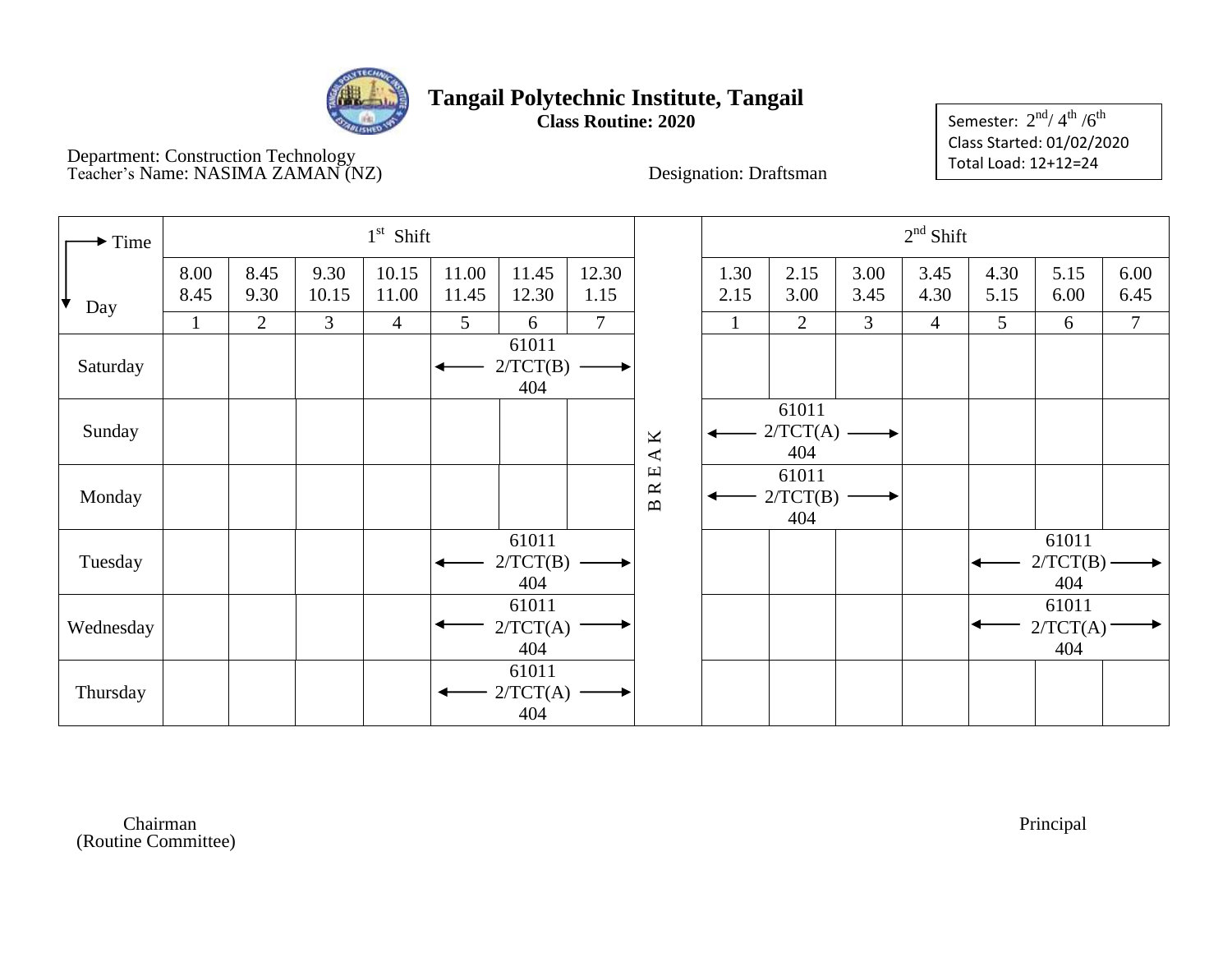# Tangail Polytechnic Institute, Tangail

**Class Routine: 2020**

Semester: $2^{nd}$/ $4^{th}$ /$6^{th}$
Class Started: 01/02/2020
Total Load: 12+12=24

Department: Construction Technology
Teacher's Name: NASIMA ZAMAN (NZ)

Designation: Draftsman

| Time / Day | 1st Shift | | | | | | | | 2nd Shift | | | | | | |
|---|---|---|---|---|---|---|---|---|---|---|---|---|---|---|---|
| | 8.00 8.45 | 8.45 9.30 | 9.30 10.15 | 10.15 11.00 | 11.00 11.45 | 11.45 12.30 | 12.30 1.15 | | 1.30 2.15 | 2.15 3.00 | 3.00 3.45 | 3.45 4.30 | 4.30 5.15 | 5.15 6.00 | 6.00 6.45 |
| | 1 | 2 | 3 | 4 | 5 | 6 | 7 | | 1 | 2 | 3 | 4 | 5 | 6 | 7 |
| Saturday | | | | | ← 61011 2/TCT(B) 404 → | | | B R E A K | | | | | | | |
| Sunday | | | | | | | | | ← 61011 2/TCT(A) 404 → | | | | | | |
| Monday | | | | | | | | | ← 61011 2/TCT(B) 404 → | | | | | | |
| Tuesday | | | | | ← 61011 2/TCT(B) 404 → | | | | | | | | ← 61011 2/TCT(B) 404 → | | |
| Wednesday | | | | | ← 61011 2/TCT(A) 404 → | | | | | | | | ← 61011 2/TCT(A) 404 → | | |
| Thursday | | | | | ← 61011 2/TCT(A) 404 → | | | | | | | | | | |

Chairman
(Routine Committee)

Principal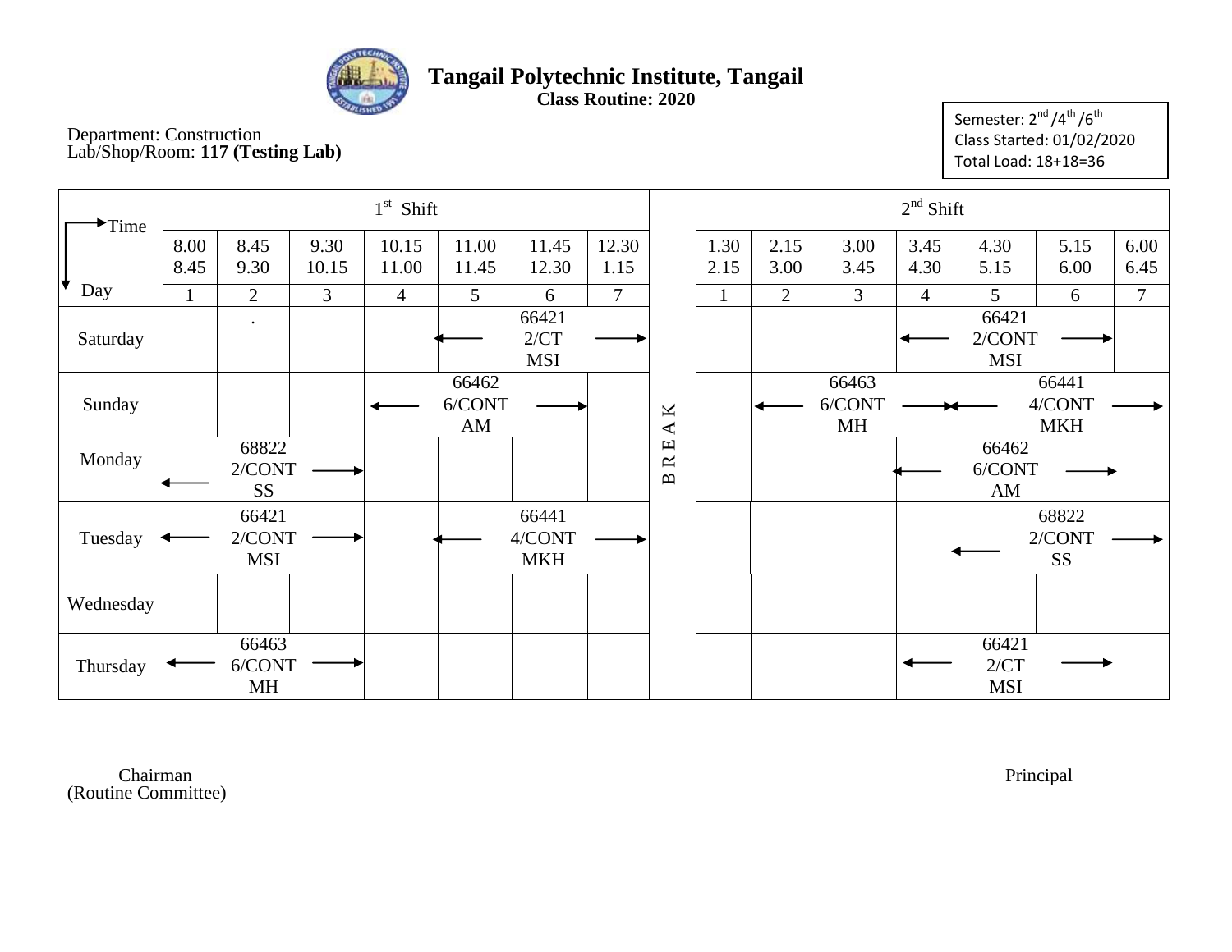# Tangail Polytechnic Institute, Tangail

**Class Routine: 2020**

Department: Construction
Lab/Shop/Room: **117 (Testing Lab)**

Semester: 2nd /4th /6th
Class Started: 01/02/2020
Total Load: 18+18=36

| Time / Day | 1st Shift | | | | | | | | 2nd Shift | | | | | | |
|---|---|---|---|---|---|---|---|---|---|---|---|---|---|---|---|
| | 8.00 8.45 | 8.45 9.30 | 9.30 10.15 | 10.15 11.00 | 11.00 11.45 | 11.45 12.30 | 12.30 1.15 | | 1.30 2.15 | 2.15 3.00 | 3.00 3.45 | 3.45 4.30 | 4.30 5.15 | 5.15 6.00 | 6.00 6.45 |
| | 1 | 2 | 3 | 4 | 5 | 6 | 7 | | 1 | 2 | 3 | 4 | 5 | 6 | 7 |
| Saturday | | . | | | ← 66421 2/CT MSI → | | | B | | | | ← 66421 2/CONT MSI → | | | |
| Sunday | | | | ← 66462 6/CONT AM → | | | | R | | ← 66463 6/CONT MH → | | | ← 66441 4/CONT MKH → | | |
| Monday | ← 68822 2/CONT SS → | | | | | | | E | | | | ← 66462 6/CONT AM → | | | |
| Tuesday | ← 66421 2/CONT MSI → | | | | ← 66441 4/CONT MKH → | | | A | | | | | ← 68822 2/CONT SS → | | |
| Wednesday | | | | | | | | K | | | | | | | |
| Thursday | ← 66463 6/CONT MH → | | | | | | | | | | | ← 66421 2/CT MSI → | | | |

Chairman
(Routine Committee)

Principal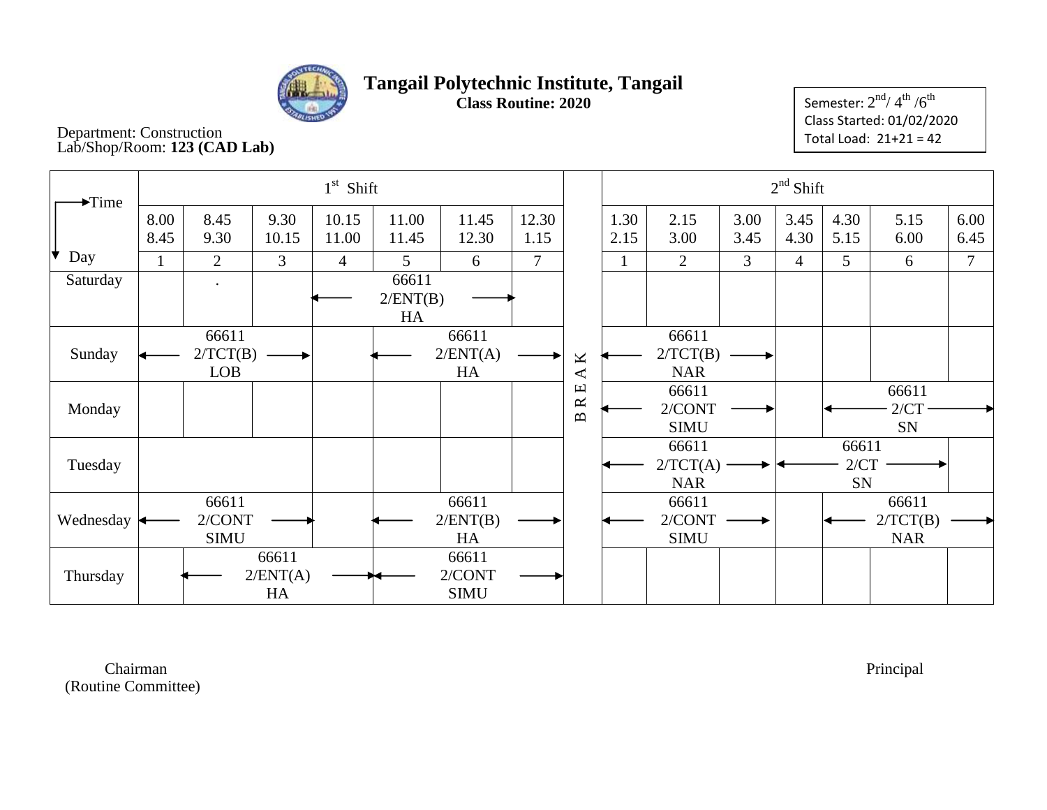# Tangail Polytechnic Institute, Tangail

**Class Routine: 2020**

Semester: $2^{nd}$/ $4^{th}$ /$6^{th}$
Class Started: 01/02/2020
Total Load: 21+21 = 42

Department: Construction
Lab/Shop/Room: **123 (CAD Lab)**

| Time / Day | 1st Shift | | | | | | | | 2nd Shift | | | | | | |
|---|---|---|---|---|---|---|---|---|---|---|---|---|---|---|---|
| | 8.00 8.45 | 8.45 9.30 | 9.30 10.15 | 10.15 11.00 | 11.00 11.45 | 11.45 12.30 | 12.30 1.15 | | 1.30 2.15 | 2.15 3.00 | 3.00 3.45 | 3.45 4.30 | 4.30 5.15 | 5.15 6.00 | 6.00 6.45 |
| | 1 | 2 | 3 | 4 | 5 | 6 | 7 | | 1 | 2 | 3 | 4 | 5 | 6 | 7 |
| Saturday | | . | | ← 66611 2/ENT(B) HA → | | | | B | | | | | | | |
| Sunday | ← 66611 2/TCT(B) LOB → | | | | ← 66611 2/ENT(A) HA → | | | R | ← 66611 2/TCT(B) NAR → | | | | | | |
| Monday | | | | | | | | E | ← 66611 2/CONT SIMU → | | | | ← 66611 2/CT SN → | | |
| Tuesday | | | | | | | | A | ← 66611 2/TCT(A) NAR → | | | ← 66611 2/CT SN → | | | |
| Wednesday | ← 66611 2/CONT SIMU → | | | | ← 66611 2/ENT(B) HA → | | | K | ← 66611 2/CONT SIMU → | | | | ← 66611 2/TCT(B) NAR → | | |
| Thursday | | ← 66611 2/ENT(A) HA → | | | ← 66611 2/CONT SIMU → | | | | | | | | | | |

Chairman
(Routine Committee)

Principal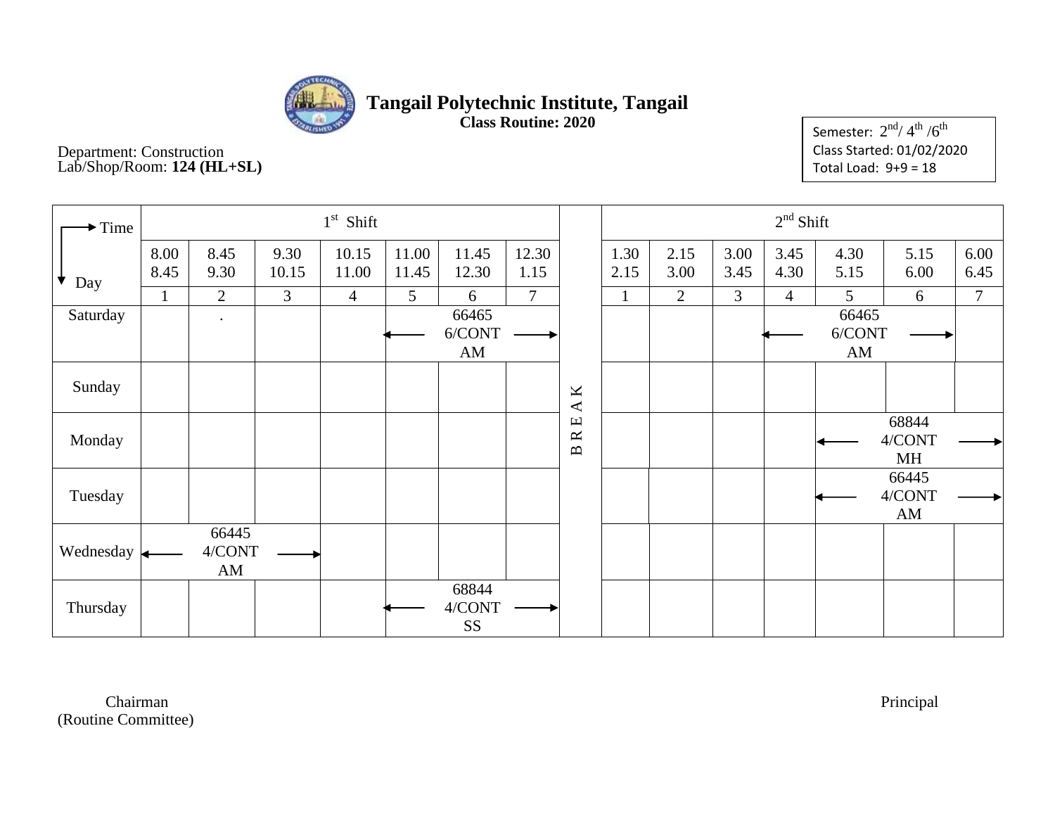# Tangail Polytechnic Institute, Tangail

**Class Routine: 2020**

Department: Construction
Lab/Shop/Room: **124 (HL+SL)**

Semester: $2^{nd}$/ $4^{th}$ /$6^{th}$
Class Started: 01/02/2020
Total Load: 9+9 = 18

| Time → / Day ↓ | 1st Shift | | | | | | | | 2nd Shift | | | | | | |
|---|---|---|---|---|---|---|---|---|---|---|---|---|---|---|---|
| | 8.00 8.45 | 8.45 9.30 | 9.30 10.15 | 10.15 11.00 | 11.00 11.45 | 11.45 12.30 | 12.30 1.15 | | 1.30 2.15 | 2.15 3.00 | 3.00 3.45 | 3.45 4.30 | 4.30 5.15 | 5.15 6.00 | 6.00 6.45 |
| | 1 | 2 | 3 | 4 | 5 | 6 | 7 | | 1 | 2 | 3 | 4 | 5 | 6 | 7 |
| Saturday | | . | | | ← 66465 6/CONT AM → | | | B | | | | ← 66465 6/CONT AM → | | | |
| Sunday | | | | | | | | R | | | | | | | |
| Monday | | | | | | | | E | | | | | ← 68844 4/CONT MH → | | |
| Tuesday | | | | | | | | A | | | | | ← 66445 4/CONT AM → | | |
| Wednesday | ← 66445 4/CONT AM → | | | | | | | K | | | | | | | |
| Thursday | | | | | ← 68844 4/CONT SS → | | | | | | | | | | |

Chairman
(Routine Committee)

Principal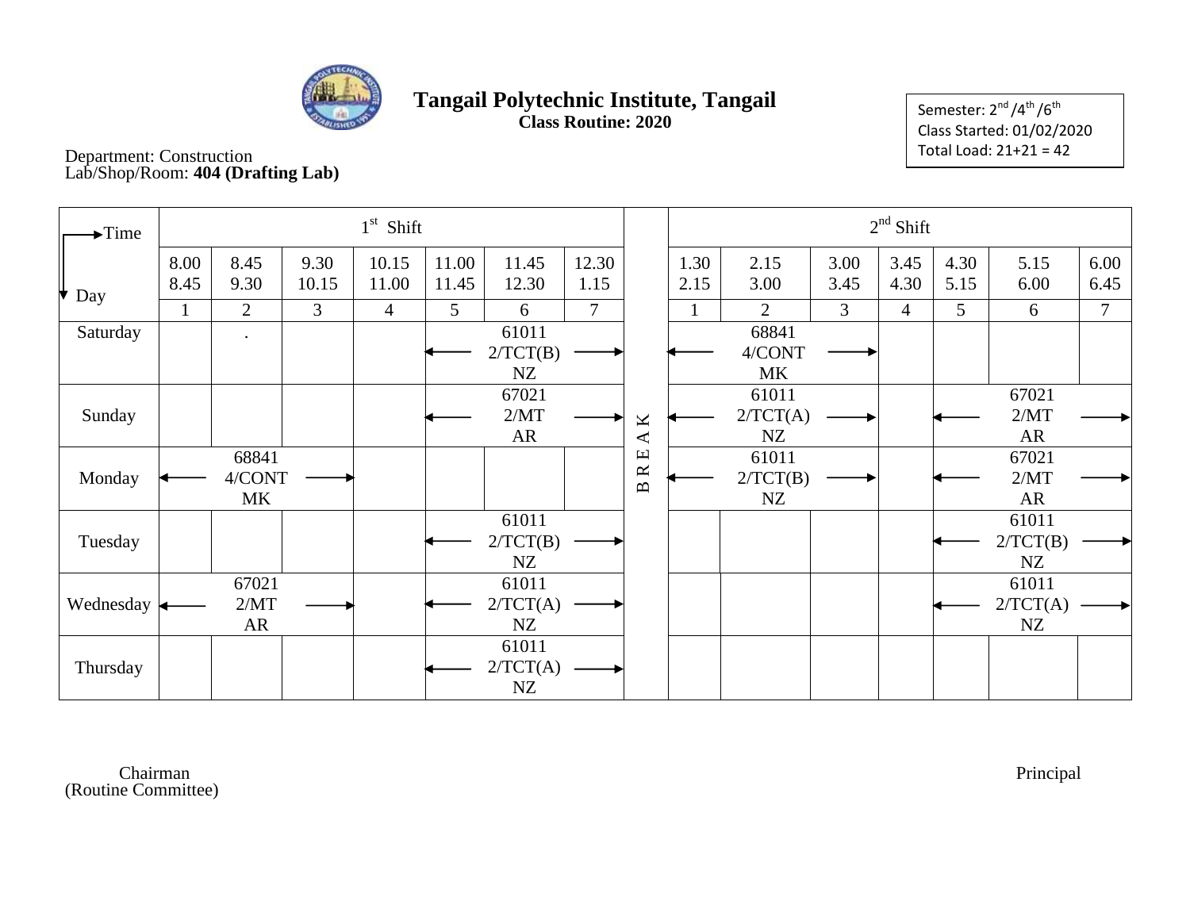# Tangail Polytechnic Institute, Tangail

**Class Routine: 2020**

Semester: 2nd/4th/6th
Class Started: 01/02/2020
Total Load: 21+21 = 42

Department: Construction
Lab/Shop/Room: **404 (Drafting Lab)**

| Time / Day | 1st Shift | | | | | | | | 2nd Shift | | | | | | |
|---|---|---|---|---|---|---|---|---|---|---|---|---|---|---|---|
| | 8.00 8.45 | 8.45 9.30 | 9.30 10.15 | 10.15 11.00 | 11.00 11.45 | 11.45 12.30 | 12.30 1.15 | | 1.30 2.15 | 2.15 3.00 | 3.00 3.45 | 3.45 4.30 | 4.30 5.15 | 5.15 6.00 | 6.00 6.45 |
| | 1 | 2 | 3 | 4 | 5 | 6 | 7 | | 1 | 2 | 3 | 4 | 5 | 6 | 7 |
| Saturday | | . | | | ← 61011 2/TCT(B) NZ → | | | BREAK | ← 68841 4/CONT MK → | | | | | | |
| Sunday | | | | | ← 67021 2/MT AR → | | | | ← 61011 2/TCT(A) NZ → | | | | ← 67021 2/MT AR → | | |
| Monday | ← 68841 4/CONT MK → | | | | | | | | ← 61011 2/TCT(B) NZ → | | | | ← 67021 2/MT AR → | | |
| Tuesday | | | | | ← 61011 2/TCT(B) NZ → | | | | | | | | ← 61011 2/TCT(B) NZ → | | |
| Wednesday | ← 67021 2/MT AR → | | | | ← 61011 2/TCT(A) NZ → | | | | | | | | ← 61011 2/TCT(A) NZ → | | |
| Thursday | | | | | ← 61011 2/TCT(A) NZ → | | | | | | | | | | |

Chairman
(Routine Committee)

Principal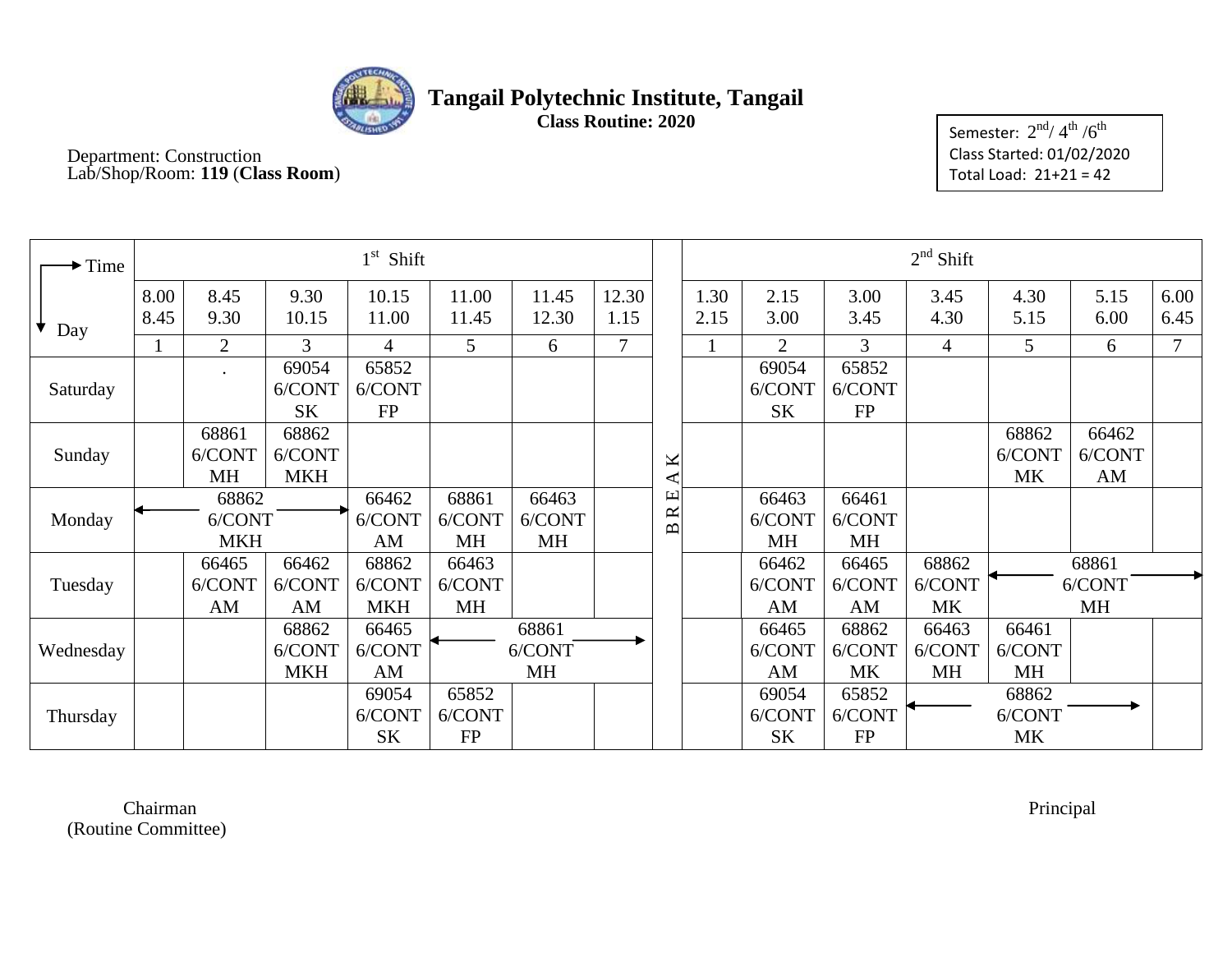# Tangail Polytechnic Institute, Tangail

**Class Routine: 2020**

Department: Construction
Lab/Shop/Room: **119** (**Class Room**)

Semester: 2nd/ 4th /6th
Class Started: 01/02/2020
Total Load: 21+21 = 42

| Time → / Day ↓ | 1st Shift | | | | | | | | 2nd Shift | | | | | | |
|---|---|---|---|---|---|---|---|---|---|---|---|---|---|---|---|
| | 8.00 8.45 | 8.45 9.30 | 9.30 10.15 | 10.15 11.00 | 11.00 11.45 | 11.45 12.30 | 12.30 1.15 | | 1.30 2.15 | 2.15 3.00 | 3.00 3.45 | 3.45 4.30 | 4.30 5.15 | 5.15 6.00 | 6.00 6.45 |
| | 1 | 2 | 3 | 4 | 5 | 6 | 7 | | 1 | 2 | 3 | 4 | 5 | 6 | 7 |
| Saturday | | . | 69054 6/CONT SK | 65852 6/CONT FP | | | | B | | 69054 6/CONT SK | 65852 6/CONT FP | | | | |
| Sunday | | 68861 6/CONT MH | 68862 6/CONT MKH | | | | | R | | | | | 68862 6/CONT MK | 66462 6/CONT AM | |
| Monday | ← 68862 6/CONT MKH → | | | 66462 6/CONT AM | 68861 6/CONT MH | 66463 6/CONT MH | | E | | 66463 6/CONT MH | 66461 6/CONT MH | | | | |
| Tuesday | | 66465 6/CONT AM | 66462 6/CONT AM | 68862 6/CONT MKH | 66463 6/CONT MH | | | A | | 66462 6/CONT AM | 66465 6/CONT AM | 68862 6/CONT MK | ← 68861 6/CONT MH → | | |
| Wednesday | | | 68862 6/CONT MKH | 66465 6/CONT AM | ← 68861 6/CONT MH → | | | K | | 66465 6/CONT AM | 68862 6/CONT MK | 66463 6/CONT MH | 66461 6/CONT MH | | |
| Thursday | | | | 69054 6/CONT SK | 65852 6/CONT FP | | | | | 69054 6/CONT SK | 65852 6/CONT FP | ← 68862 6/CONT MK → | | | |

Chairman
(Routine Committee)

Principal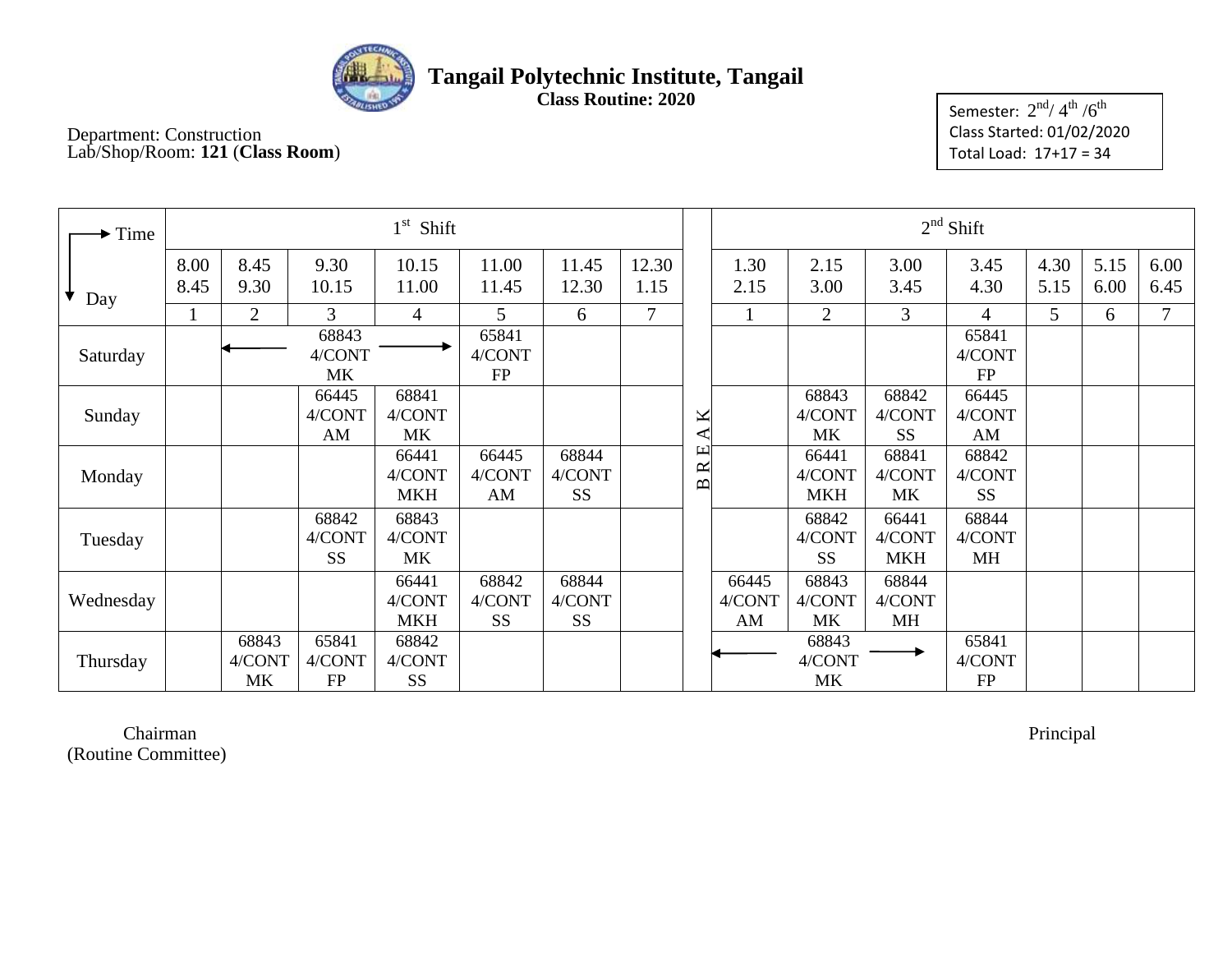# Tangail Polytechnic Institute, Tangail

**Class Routine: 2020**

Department: Construction
Lab/Shop/Room: **121** (**Class Room**)

Semester: 2nd/ 4th /6th
Class Started: 01/02/2020
Total Load: 17+17 = 34

| Time → / Day ↓ | 1st Shift | | | | | | | | 2nd Shift | | | | | | |
|---|---|---|---|---|---|---|---|---|---|---|---|---|---|---|---|
| | 8.00 8.45 | 8.45 9.30 | 9.30 10.15 | 10.15 11.00 | 11.00 11.45 | 11.45 12.30 | 12.30 1.15 | | 1.30 2.15 | 2.15 3.00 | 3.00 3.45 | 3.45 4.30 | 4.30 5.15 | 5.15 6.00 | 6.00 6.45 |
| | 1 | 2 | 3 | 4 | 5 | 6 | 7 | | 1 | 2 | 3 | 4 | 5 | 6 | 7 |
| Saturday | | ← 68843 4/CONT MK → | | | 65841 4/CONT FP | | | BREAK | | | | 65841 4/CONT FP | | | |
| Sunday | | | 66445 4/CONT AM | 68841 4/CONT MK | | | | | | 68843 4/CONT MK | 68842 4/CONT SS | 66445 4/CONT AM | | | |
| Monday | | | | 66441 4/CONT MKH | 66445 4/CONT AM | 68844 4/CONT SS | | | | 66441 4/CONT MKH | 68841 4/CONT MK | 68842 4/CONT SS | | | |
| Tuesday | | | 68842 4/CONT SS | 68843 4/CONT MK | | | | | | 68842 4/CONT SS | 66441 4/CONT MKH | 68844 4/CONT MH | | | |
| Wednesday | | | | 66441 4/CONT MKH | 68842 4/CONT SS | 68844 4/CONT SS | | | 66445 4/CONT AM | 68843 4/CONT MK | 68844 4/CONT MH | | | | |
| Thursday | | 68843 4/CONT MK | 65841 4/CONT FP | 68842 4/CONT SS | | | | | ← 68843 4/CONT MK → | | | 65841 4/CONT FP | | | |

Chairman
(Routine Committee)

Principal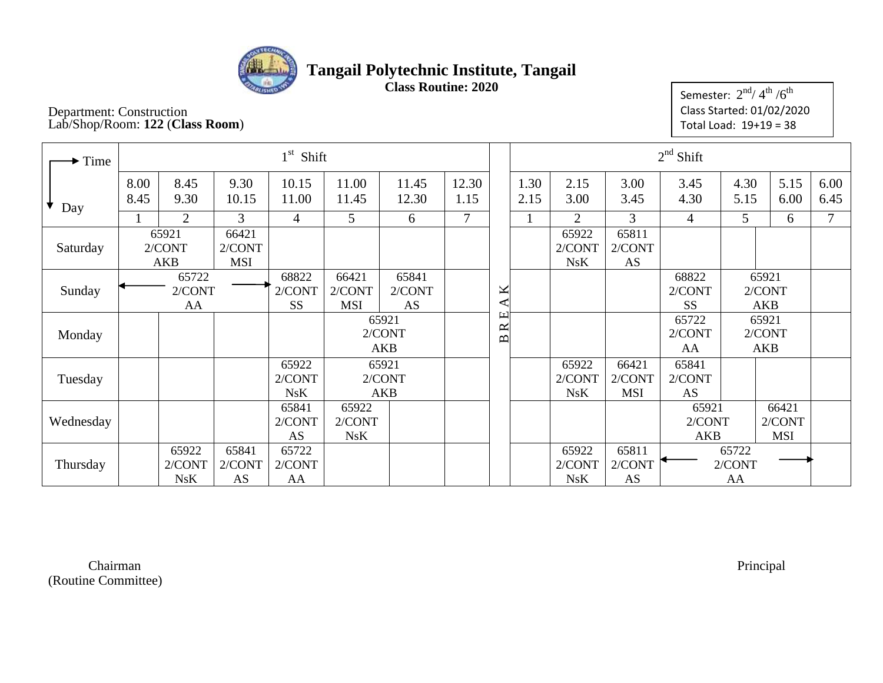# Tangail Polytechnic Institute, Tangail

**Class Routine: 2020**

Semester: 2nd/ 4th /6th
Class Started: 01/02/2020
Total Load: 19+19 = 38

Department: Construction
Lab/Shop/Room: **122** (**Class Room**)

| Time / Day | 1st Shift | | | | | | | | 2nd Shift | | | | | | |
|---|---|---|---|---|---|---|---|---|---|---|---|---|---|---|---|
| | 8.00 8.45 | 8.45 9.30 | 9.30 10.15 | 10.15 11.00 | 11.00 11.45 | 11.45 12.30 | 12.30 1.15 | | 1.30 2.15 | 2.15 3.00 | 3.00 3.45 | 3.45 4.30 | 4.30 5.15 | 5.15 6.00 | 6.00 6.45 |
| | 1 | 2 | 3 | 4 | 5 | 6 | 7 | | 1 | 2 | 3 | 4 | 5 | 6 | 7 |
| Saturday | 65921 2/CONT AKB | | 66421 2/CONT MSI | | | | | BREAK | | 65922 2/CONT NsK | 65811 2/CONT AS | | | | |
| Sunday | ← 65722 2/CONT AA → | | | 68822 2/CONT SS | 66421 2/CONT MSI | 65841 2/CONT AS | | | | | | 68822 2/CONT SS | 65921 2/CONT AKB | | |
| Monday | | | | | 65921 2/CONT AKB | | | | | | | 65722 2/CONT AA | 65921 2/CONT AKB | | |
| Tuesday | | | | 65922 2/CONT NsK | 65921 2/CONT AKB | | | | | 65922 2/CONT NsK | 66421 2/CONT MSI | 65841 2/CONT AS | | | |
| Wednesday | | | | 65841 2/CONT AS | 65922 2/CONT NsK | | | | | | | 65921 2/CONT AKB | | 66421 2/CONT MSI | |
| Thursday | | 65922 2/CONT NsK | 65841 2/CONT AS | 65722 2/CONT AA | | | | | | 65922 2/CONT NsK | 65811 2/CONT AS | ← 65722 2/CONT AA → | | | |

Chairman
(Routine Committee)

Principal